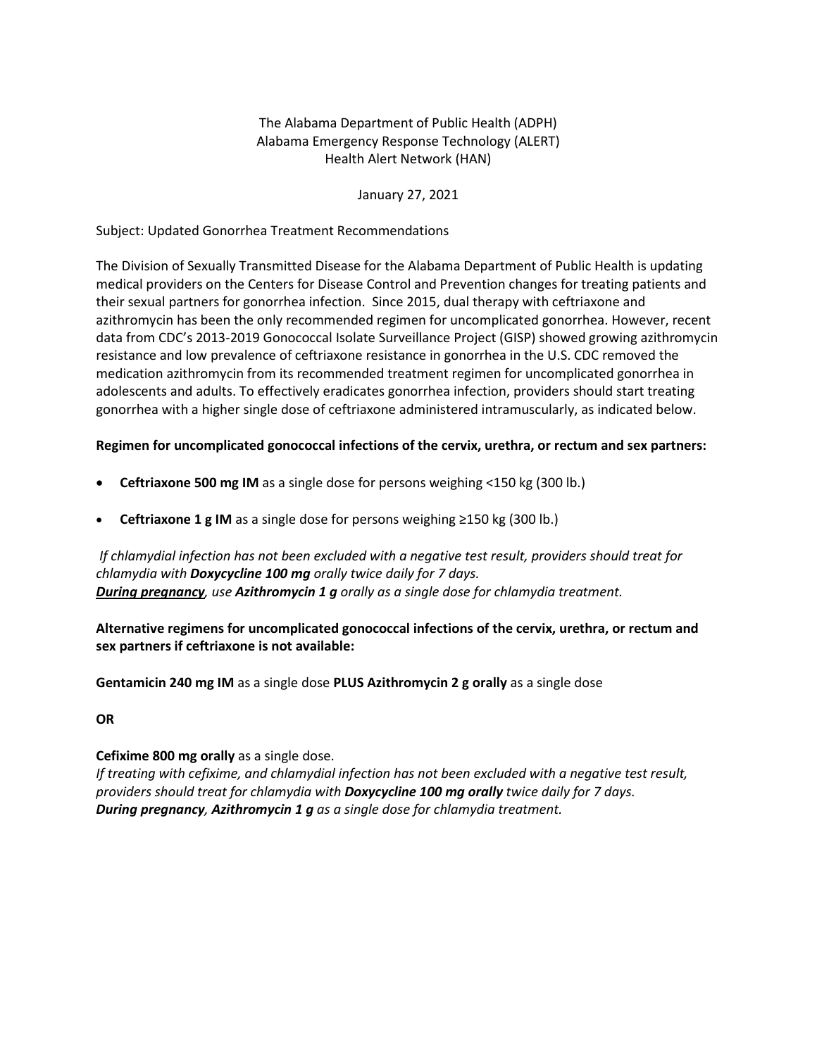The Alabama Department of Public Health (ADPH)
Alabama Emergency Response Technology (ALERT)
Health Alert Network (HAN)

January 27, 2021

Subject: Updated Gonorrhea Treatment Recommendations

The Division of Sexually Transmitted Disease for the Alabama Department of Public Health is updating medical providers on the Centers for Disease Control and Prevention changes for treating patients and their sexual partners for gonorrhea infection. Since 2015, dual therapy with ceftriaxone and azithromycin has been the only recommended regimen for uncomplicated gonorrhea. However, recent data from CDC's 2013-2019 Gonococcal Isolate Surveillance Project (GISP) showed growing azithromycin resistance and low prevalence of ceftriaxone resistance in gonorrhea in the U.S. CDC removed the medication azithromycin from its recommended treatment regimen for uncomplicated gonorrhea in adolescents and adults. To effectively eradicates gonorrhea infection, providers should start treating gonorrhea with a higher single dose of ceftriaxone administered intramuscularly, as indicated below.

**Regimen for uncomplicated gonococcal infections of the cervix, urethra, or rectum and sex partners:**

- **Ceftriaxone 500 mg IM** as a single dose for persons weighing <150 kg (300 lb.)
- **Ceftriaxone 1 g IM** as a single dose for persons weighing ≥150 kg (300 lb.)

*If chlamydial infection has not been excluded with a negative test result, providers should treat for chlamydia with **Doxycycline 100 mg** orally twice daily for 7 days.*
***<u>During pregnancy</u>**, use **Azithromycin 1 g** orally as a single dose for chlamydia treatment.*

**Alternative regimens for uncomplicated gonococcal infections of the cervix, urethra, or rectum and sex partners if ceftriaxone is not available:**

**Gentamicin 240 mg IM** as a single dose **PLUS Azithromycin 2 g orally** as a single dose

**OR**

**Cefixime 800 mg orally** as a single dose.
*If treating with cefixime, and chlamydial infection has not been excluded with a negative test result, providers should treat for chlamydia with **Doxycycline 100 mg orally** twice daily for 7 days.*
***During pregnancy**, **Azithromycin 1 g** as a single dose for chlamydia treatment.*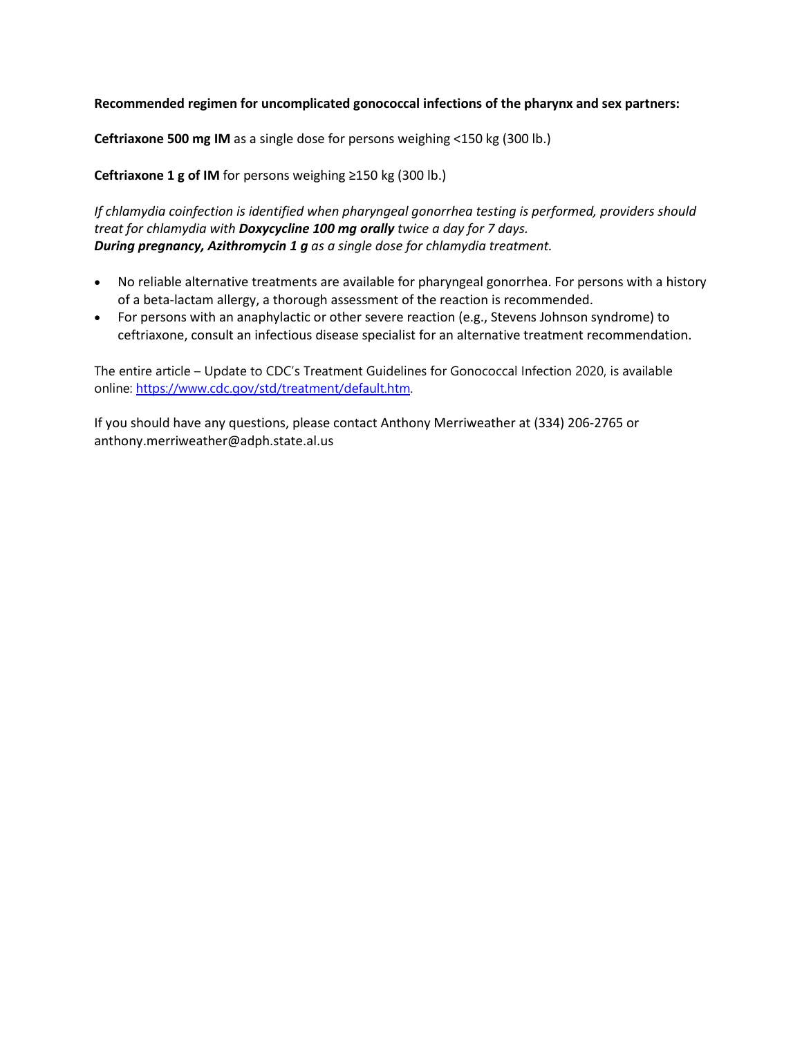**Recommended regimen for uncomplicated gonococcal infections of the pharynx and sex partners:**

**Ceftriaxone 500 mg IM** as a single dose for persons weighing <150 kg (300 lb.)

**Ceftriaxone 1 g of IM** for persons weighing ≥150 kg (300 lb.)

*If chlamydia coinfection is identified when pharyngeal gonorrhea testing is performed, providers should treat for chlamydia with **Doxycycline 100 mg orally** twice a day for 7 days.*
***During pregnancy, Azithromycin 1 g** as a single dose for chlamydia treatment.*

- No reliable alternative treatments are available for pharyngeal gonorrhea. For persons with a history of a beta-lactam allergy, a thorough assessment of the reaction is recommended.
- For persons with an anaphylactic or other severe reaction (e.g., Stevens Johnson syndrome) to ceftriaxone, consult an infectious disease specialist for an alternative treatment recommendation.

The entire article – Update to CDC's Treatment Guidelines for Gonococcal Infection 2020, is available online: [https://www.cdc.gov/std/treatment/default.htm](https://www.cdc.gov/std/treatment/default.htm).

If you should have any questions, please contact Anthony Merriweather at (334) 206-2765 or anthony.merriweather@adph.state.al.us